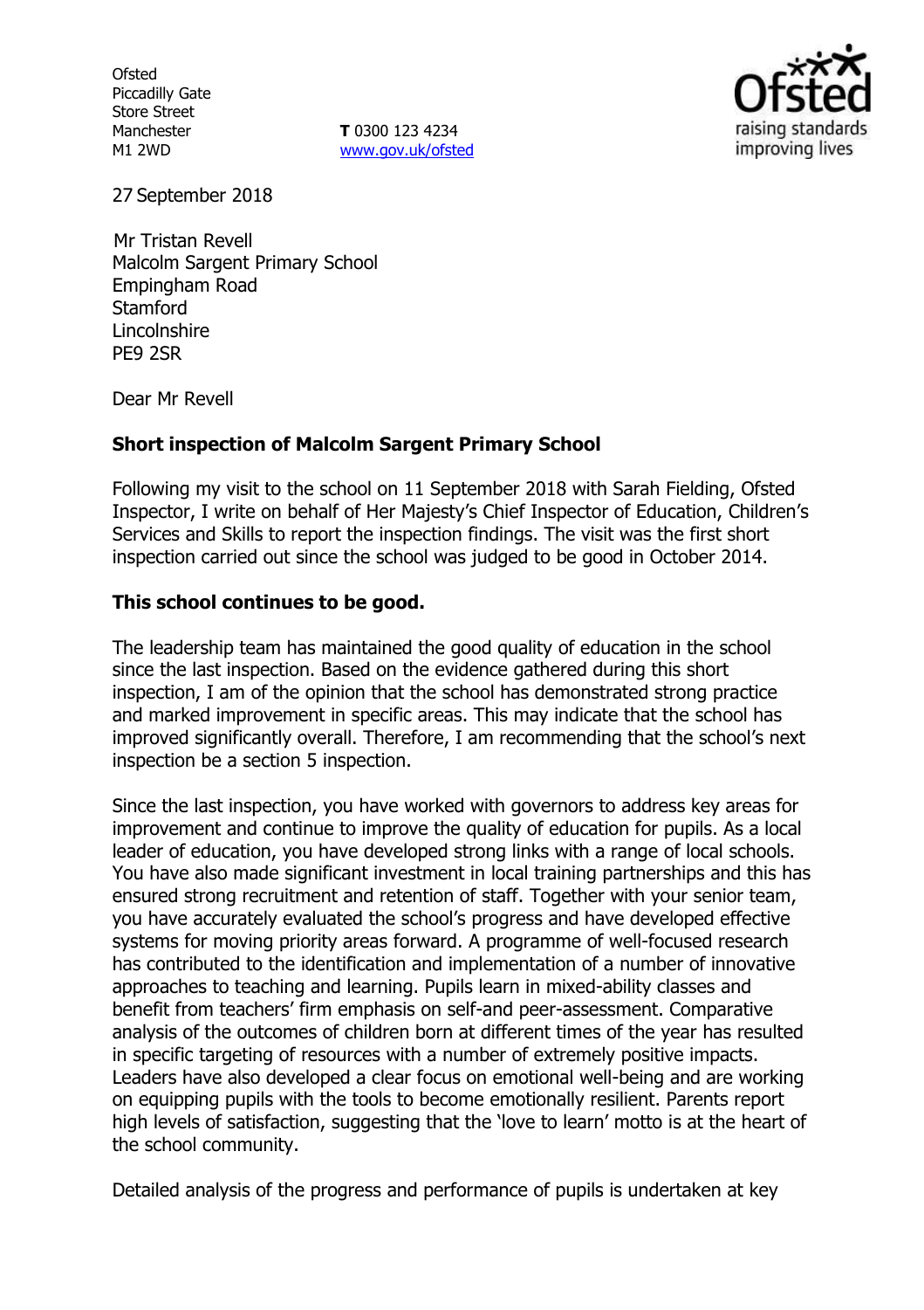Ofsted
Piccadilly Gate
Store Street
Manchester
M1 2WD

**T** 0300 123 4234
www.gov.uk/ofsted

27 September 2018

Mr Tristan Revell
Malcolm Sargent Primary School
Empingham Road
Stamford
Lincolnshire
PE9 2SR

Dear Mr Revell

**Short inspection of Malcolm Sargent Primary School**

Following my visit to the school on 11 September 2018 with Sarah Fielding, Ofsted Inspector, I write on behalf of Her Majesty's Chief Inspector of Education, Children's Services and Skills to report the inspection findings. The visit was the first short inspection carried out since the school was judged to be good in October 2014.

**This school continues to be good.**

The leadership team has maintained the good quality of education in the school since the last inspection. Based on the evidence gathered during this short inspection, I am of the opinion that the school has demonstrated strong practice and marked improvement in specific areas. This may indicate that the school has improved significantly overall. Therefore, I am recommending that the school's next inspection be a section 5 inspection.

Since the last inspection, you have worked with governors to address key areas for improvement and continue to improve the quality of education for pupils. As a local leader of education, you have developed strong links with a range of local schools. You have also made significant investment in local training partnerships and this has ensured strong recruitment and retention of staff. Together with your senior team, you have accurately evaluated the school's progress and have developed effective systems for moving priority areas forward. A programme of well-focused research has contributed to the identification and implementation of a number of innovative approaches to teaching and learning. Pupils learn in mixed-ability classes and benefit from teachers' firm emphasis on self-and peer-assessment. Comparative analysis of the outcomes of children born at different times of the year has resulted in specific targeting of resources with a number of extremely positive impacts. Leaders have also developed a clear focus on emotional well-being and are working on equipping pupils with the tools to become emotionally resilient. Parents report high levels of satisfaction, suggesting that the 'love to learn' motto is at the heart of the school community.

Detailed analysis of the progress and performance of pupils is undertaken at key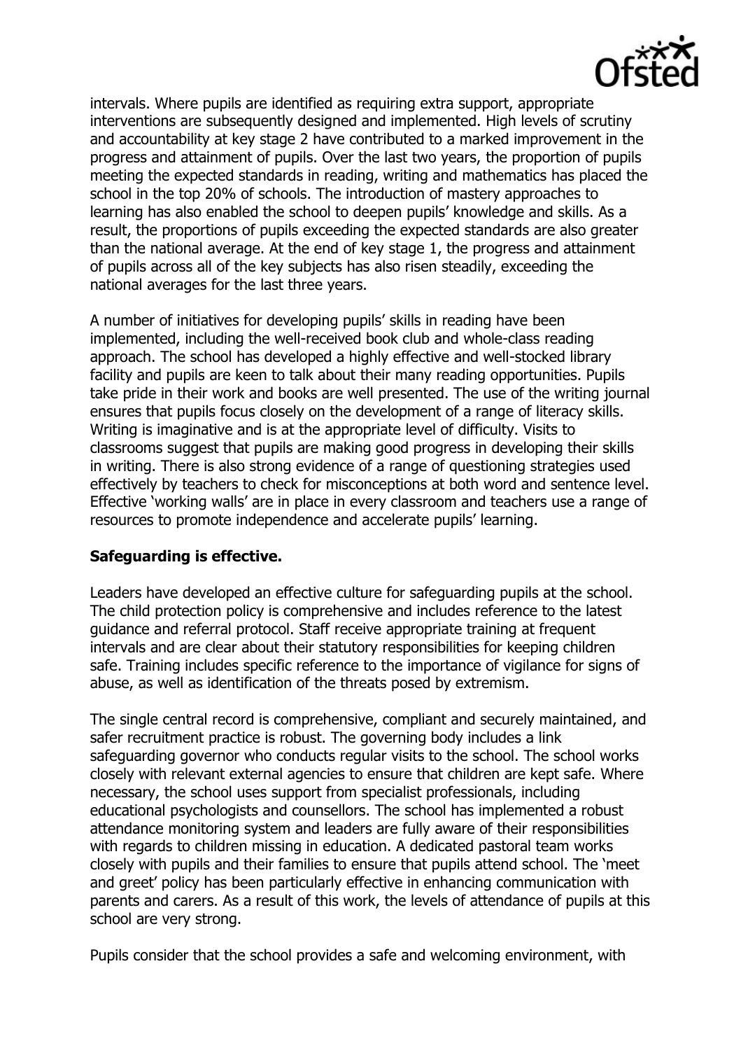intervals. Where pupils are identified as requiring extra support, appropriate interventions are subsequently designed and implemented. High levels of scrutiny and accountability at key stage 2 have contributed to a marked improvement in the progress and attainment of pupils. Over the last two years, the proportion of pupils meeting the expected standards in reading, writing and mathematics has placed the school in the top 20% of schools. The introduction of mastery approaches to learning has also enabled the school to deepen pupils' knowledge and skills. As a result, the proportions of pupils exceeding the expected standards are also greater than the national average. At the end of key stage 1, the progress and attainment of pupils across all of the key subjects has also risen steadily, exceeding the national averages for the last three years.

A number of initiatives for developing pupils' skills in reading have been implemented, including the well-received book club and whole-class reading approach. The school has developed a highly effective and well-stocked library facility and pupils are keen to talk about their many reading opportunities. Pupils take pride in their work and books are well presented. The use of the writing journal ensures that pupils focus closely on the development of a range of literacy skills. Writing is imaginative and is at the appropriate level of difficulty. Visits to classrooms suggest that pupils are making good progress in developing their skills in writing. There is also strong evidence of a range of questioning strategies used effectively by teachers to check for misconceptions at both word and sentence level. Effective 'working walls' are in place in every classroom and teachers use a range of resources to promote independence and accelerate pupils' learning.

**Safeguarding is effective.**

Leaders have developed an effective culture for safeguarding pupils at the school. The child protection policy is comprehensive and includes reference to the latest guidance and referral protocol. Staff receive appropriate training at frequent intervals and are clear about their statutory responsibilities for keeping children safe. Training includes specific reference to the importance of vigilance for signs of abuse, as well as identification of the threats posed by extremism.

The single central record is comprehensive, compliant and securely maintained, and safer recruitment practice is robust. The governing body includes a link safeguarding governor who conducts regular visits to the school. The school works closely with relevant external agencies to ensure that children are kept safe. Where necessary, the school uses support from specialist professionals, including educational psychologists and counsellors. The school has implemented a robust attendance monitoring system and leaders are fully aware of their responsibilities with regards to children missing in education. A dedicated pastoral team works closely with pupils and their families to ensure that pupils attend school. The 'meet and greet' policy has been particularly effective in enhancing communication with parents and carers. As a result of this work, the levels of attendance of pupils at this school are very strong.

Pupils consider that the school provides a safe and welcoming environment, with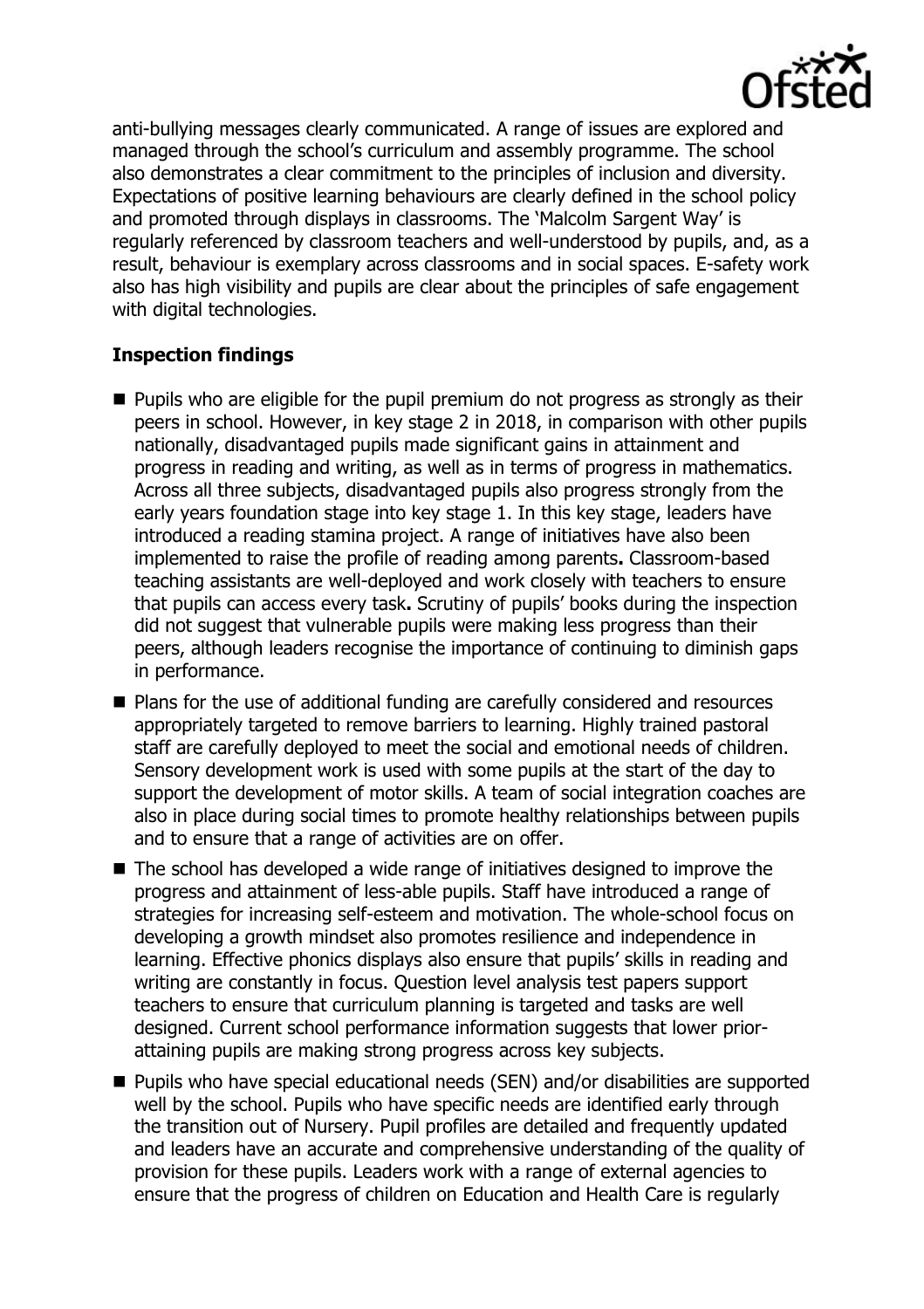anti-bullying messages clearly communicated. A range of issues are explored and managed through the school's curriculum and assembly programme. The school also demonstrates a clear commitment to the principles of inclusion and diversity. Expectations of positive learning behaviours are clearly defined in the school policy and promoted through displays in classrooms. The 'Malcolm Sargent Way' is regularly referenced by classroom teachers and well-understood by pupils, and, as a result, behaviour is exemplary across classrooms and in social spaces. E-safety work also has high visibility and pupils are clear about the principles of safe engagement with digital technologies.

## Inspection findings

- Pupils who are eligible for the pupil premium do not progress as strongly as their peers in school. However, in key stage 2 in 2018, in comparison with other pupils nationally, disadvantaged pupils made significant gains in attainment and progress in reading and writing, as well as in terms of progress in mathematics. Across all three subjects, disadvantaged pupils also progress strongly from the early years foundation stage into key stage 1. In this key stage, leaders have introduced a reading stamina project. A range of initiatives have also been implemented to raise the profile of reading among parents**.** Classroom-based teaching assistants are well-deployed and work closely with teachers to ensure that pupils can access every task**.** Scrutiny of pupils' books during the inspection did not suggest that vulnerable pupils were making less progress than their peers, although leaders recognise the importance of continuing to diminish gaps in performance.
- Plans for the use of additional funding are carefully considered and resources appropriately targeted to remove barriers to learning. Highly trained pastoral staff are carefully deployed to meet the social and emotional needs of children. Sensory development work is used with some pupils at the start of the day to support the development of motor skills. A team of social integration coaches are also in place during social times to promote healthy relationships between pupils and to ensure that a range of activities are on offer.
- The school has developed a wide range of initiatives designed to improve the progress and attainment of less-able pupils. Staff have introduced a range of strategies for increasing self-esteem and motivation. The whole-school focus on developing a growth mindset also promotes resilience and independence in learning. Effective phonics displays also ensure that pupils' skills in reading and writing are constantly in focus. Question level analysis test papers support teachers to ensure that curriculum planning is targeted and tasks are well designed. Current school performance information suggests that lower prior-attaining pupils are making strong progress across key subjects.
- Pupils who have special educational needs (SEN) and/or disabilities are supported well by the school. Pupils who have specific needs are identified early through the transition out of Nursery. Pupil profiles are detailed and frequently updated and leaders have an accurate and comprehensive understanding of the quality of provision for these pupils. Leaders work with a range of external agencies to ensure that the progress of children on Education and Health Care is regularly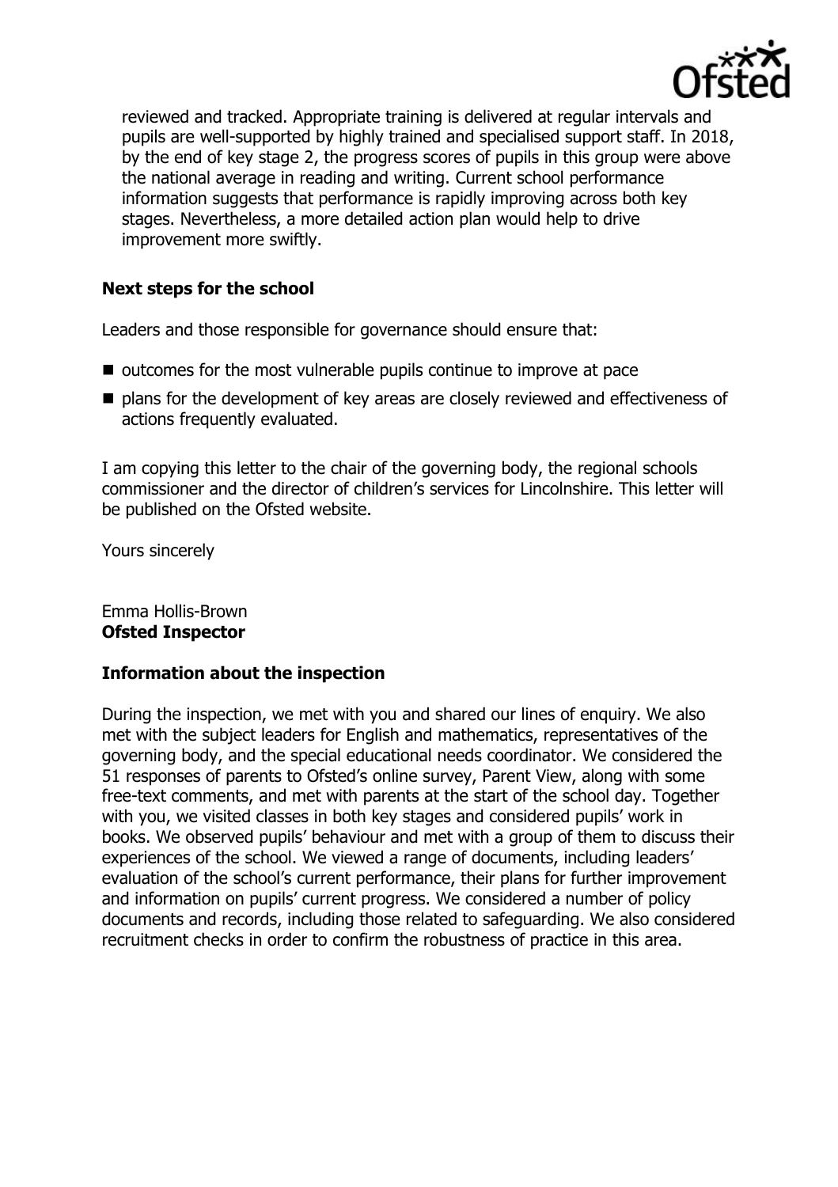reviewed and tracked. Appropriate training is delivered at regular intervals and pupils are well-supported by highly trained and specialised support staff. In 2018, by the end of key stage 2, the progress scores of pupils in this group were above the national average in reading and writing. Current school performance information suggests that performance is rapidly improving across both key stages. Nevertheless, a more detailed action plan would help to drive improvement more swiftly.

### Next steps for the school

Leaders and those responsible for governance should ensure that:

- outcomes for the most vulnerable pupils continue to improve at pace
- plans for the development of key areas are closely reviewed and effectiveness of actions frequently evaluated.

I am copying this letter to the chair of the governing body, the regional schools commissioner and the director of children's services for Lincolnshire. This letter will be published on the Ofsted website.

Yours sincerely

Emma Hollis-Brown
**Ofsted Inspector**

### Information about the inspection

During the inspection, we met with you and shared our lines of enquiry. We also met with the subject leaders for English and mathematics, representatives of the governing body, and the special educational needs coordinator. We considered the 51 responses of parents to Ofsted's online survey, Parent View, along with some free-text comments, and met with parents at the start of the school day. Together with you, we visited classes in both key stages and considered pupils' work in books. We observed pupils' behaviour and met with a group of them to discuss their experiences of the school. We viewed a range of documents, including leaders' evaluation of the school's current performance, their plans for further improvement and information on pupils' current progress. We considered a number of policy documents and records, including those related to safeguarding. We also considered recruitment checks in order to confirm the robustness of practice in this area.